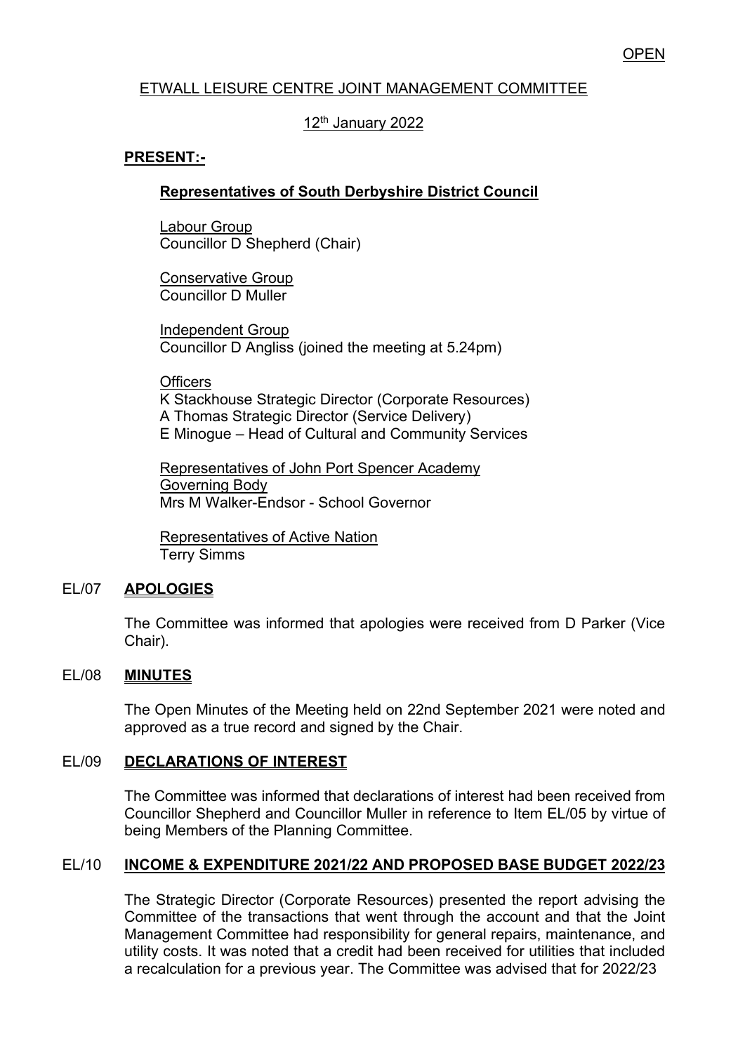OPEN

ETWALL LEISURE CENTRE JOINT MANAGEMENT COMMITTEE

12th January 2022

**PRESENT:-**

**Representatives of South Derbyshire District Council**

Labour Group
Councillor D Shepherd (Chair)

Conservative Group
Councillor D Muller

Independent Group
Councillor D Angliss (joined the meeting at 5.24pm)

Officers
K Stackhouse Strategic Director (Corporate Resources)
A Thomas Strategic Director (Service Delivery)
E Minogue – Head of Cultural and Community Services

Representatives of John Port Spencer Academy Governing Body
Mrs M Walker-Endsor - School Governor

Representatives of Active Nation
Terry Simms

## EL/07 APOLOGIES

The Committee was informed that apologies were received from D Parker (Vice Chair).

## EL/08 MINUTES

The Open Minutes of the Meeting held on 22nd September 2021 were noted and approved as a true record and signed by the Chair.

## EL/09 DECLARATIONS OF INTEREST

The Committee was informed that declarations of interest had been received from Councillor Shepherd and Councillor Muller in reference to Item EL/05 by virtue of being Members of the Planning Committee.

## EL/10 INCOME & EXPENDITURE 2021/22 AND PROPOSED BASE BUDGET 2022/23

The Strategic Director (Corporate Resources) presented the report advising the Committee of the transactions that went through the account and that the Joint Management Committee had responsibility for general repairs, maintenance, and utility costs. It was noted that a credit had been received for utilities that included a recalculation for a previous year. The Committee was advised that for 2022/23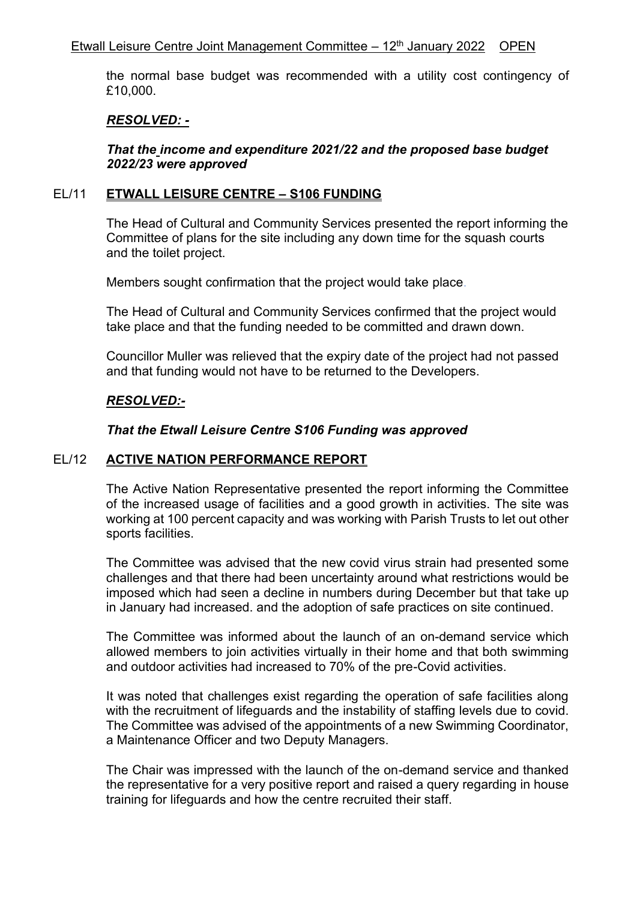the normal base budget was recommended with a utility cost contingency of £10,000.

***RESOLVED: -***

***That the income and expenditure 2021/22 and the proposed base budget 2022/23 were approved***

## EL/11 ETWALL LEISURE CENTRE – S106 FUNDING

The Head of Cultural and Community Services presented the report informing the Committee of plans for the site including any down time for the squash courts and the toilet project.

Members sought confirmation that the project would take place.

The Head of Cultural and Community Services confirmed that the project would take place and that the funding needed to be committed and drawn down.

Councillor Muller was relieved that the expiry date of the project had not passed and that funding would not have to be returned to the Developers.

***RESOLVED:-***

***That the Etwall Leisure Centre S106 Funding was approved***

## EL/12 ACTIVE NATION PERFORMANCE REPORT

The Active Nation Representative presented the report informing the Committee of the increased usage of facilities and a good growth in activities. The site was working at 100 percent capacity and was working with Parish Trusts to let out other sports facilities.

The Committee was advised that the new covid virus strain had presented some challenges and that there had been uncertainty around what restrictions would be imposed which had seen a decline in numbers during December but that take up in January had increased. and the adoption of safe practices on site continued.

The Committee was informed about the launch of an on-demand service which allowed members to join activities virtually in their home and that both swimming and outdoor activities had increased to 70% of the pre-Covid activities.

It was noted that challenges exist regarding the operation of safe facilities along with the recruitment of lifeguards and the instability of staffing levels due to covid. The Committee was advised of the appointments of a new Swimming Coordinator, a Maintenance Officer and two Deputy Managers.

The Chair was impressed with the launch of the on-demand service and thanked the representative for a very positive report and raised a query regarding in house training for lifeguards and how the centre recruited their staff.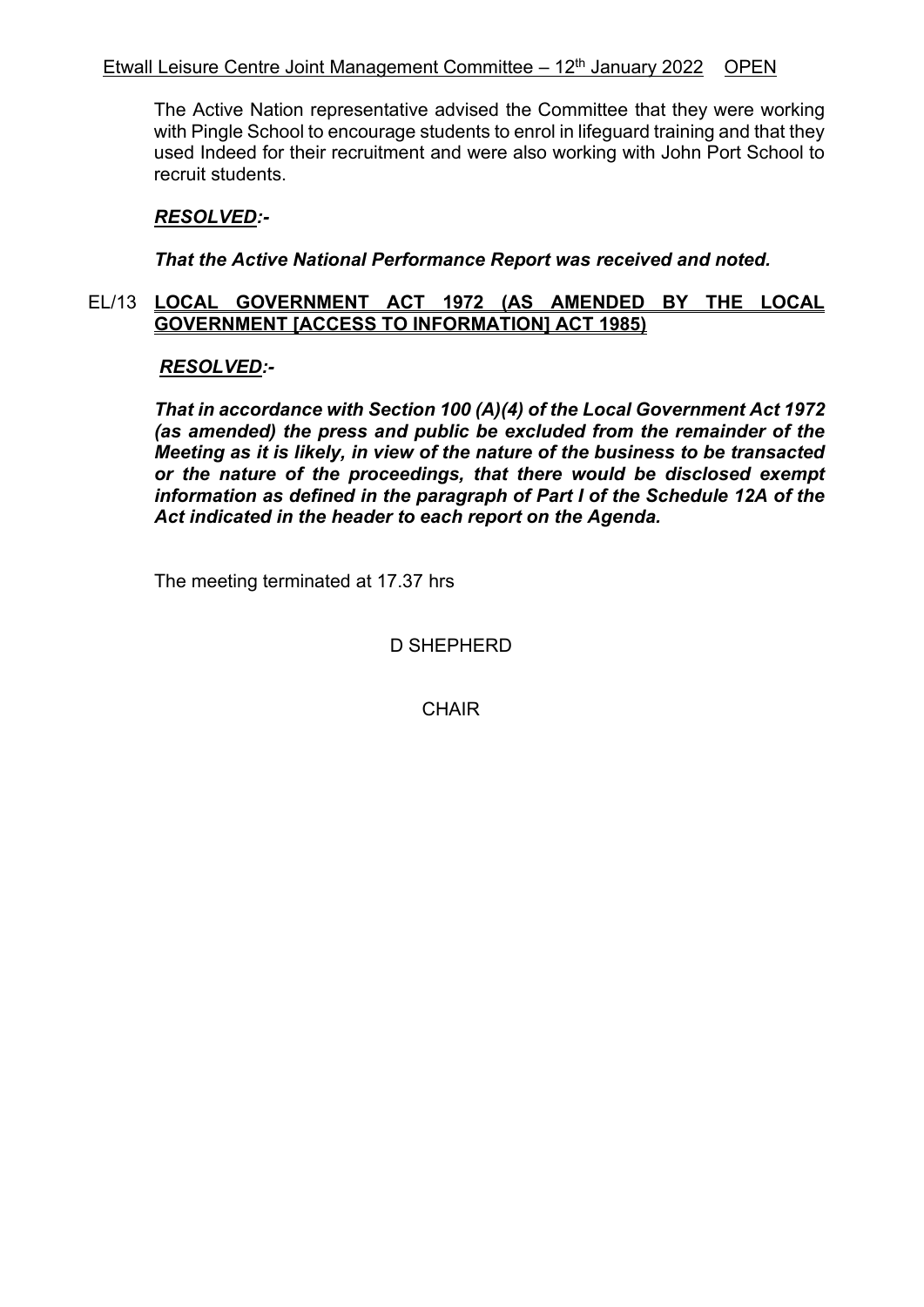The Active Nation representative advised the Committee that they were working with Pingle School to encourage students to enrol in lifeguard training and that they used Indeed for their recruitment and were also working with John Port School to recruit students.

***RESOLVED:-***

***That the Active National Performance Report was received and noted.***

EL/13 **LOCAL GOVERNMENT ACT 1972 (AS AMENDED BY THE LOCAL GOVERNMENT [ACCESS TO INFORMATION] ACT 1985)**

***RESOLVED:-***

***That in accordance with Section 100 (A)(4) of the Local Government Act 1972 (as amended) the press and public be excluded from the remainder of the Meeting as it is likely, in view of the nature of the business to be transacted or the nature of the proceedings, that there would be disclosed exempt information as defined in the paragraph of Part I of the Schedule 12A of the Act indicated in the header to each report on the Agenda.***

The meeting terminated at 17.37 hrs

D SHEPHERD

CHAIR